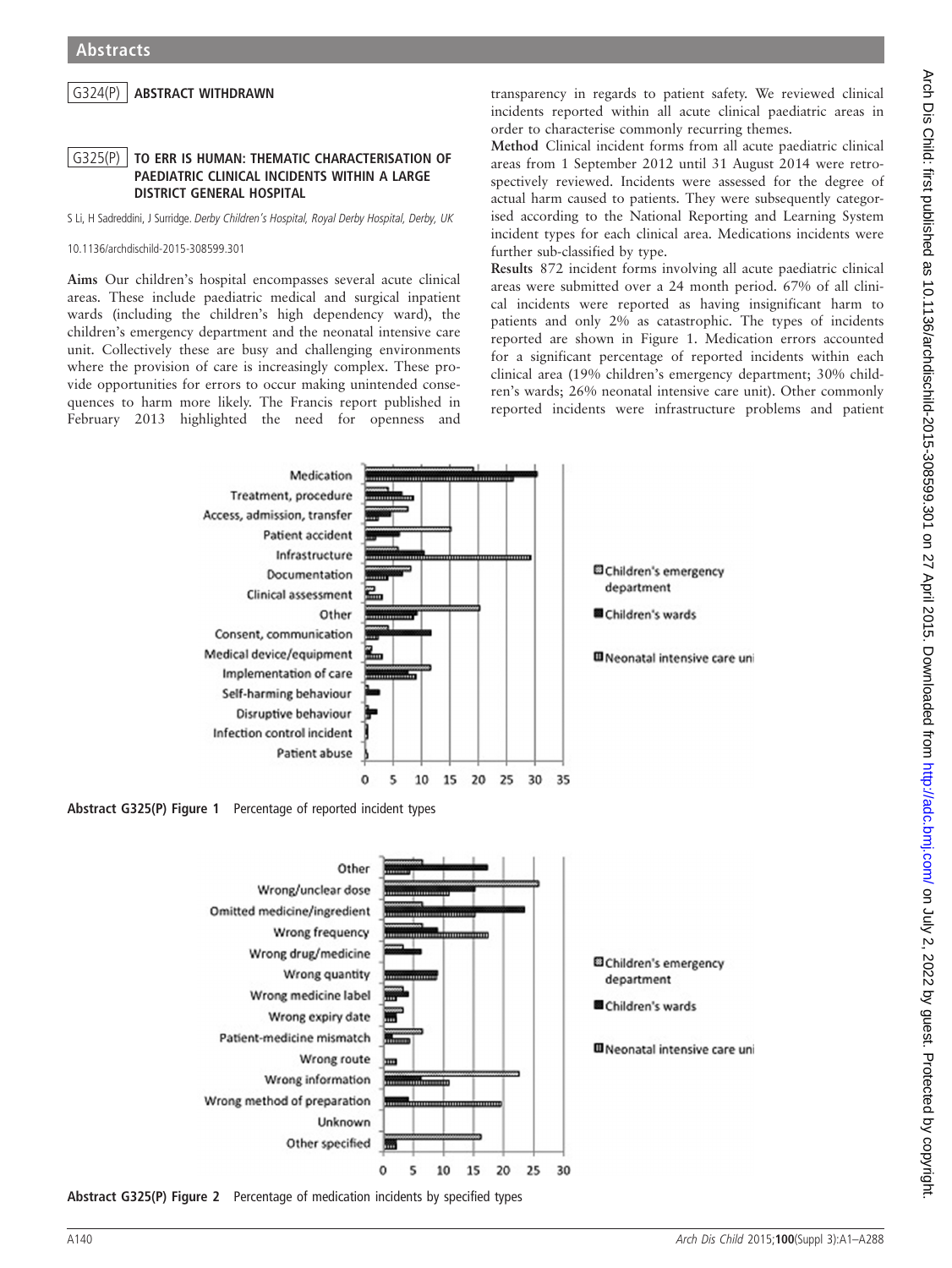## G324(P) ABSTRACT WITHDRAWN

## G325(P) TO ERR IS HUMAN: THEMATIC CHARACTERISATION OF PAEDIATRIC CLINICAL INCIDENTS WITHIN A LARGE DISTRICT GENERAL HOSPITAL

S Li, H Sadreddini, J Surridge. *Derby Children's Hospital, Royal Derby Hospital, Derby, UK*

10.1136/archdischild-2015-308599.301

**Aims** Our children's hospital encompasses several acute clinical areas. These include paediatric medical and surgical inpatient wards (including the children's high dependency ward), the children's emergency department and the neonatal intensive care unit. Collectively these are busy and challenging environments where the provision of care is increasingly complex. These provide opportunities for errors to occur making unintended consequences to harm more likely. The Francis report published in February 2013 highlighted the need for openness and transparency in regards to patient safety. We reviewed clinical incidents reported within all acute clinical paediatric areas in order to characterise commonly recurring themes.

**Method** Clinical incident forms from all acute paediatric clinical areas from 1 September 2012 until 31 August 2014 were retrospectively reviewed. Incidents were assessed for the degree of actual harm caused to patients. They were subsequently categorised according to the National Reporting and Learning System incident types for each clinical area. Medications incidents were further sub-classified by type.

**Results** 872 incident forms involving all acute paediatric clinical areas were submitted over a 24 month period. 67% of all clinical incidents were reported as having insignificant harm to patients and only 2% as catastrophic. The types of incidents reported are shown in Figure 1. Medication errors accounted for a significant percentage of reported incidents within each clinical area (19% children's emergency department; 30% children's wards; 26% neonatal intensive care unit). Other commonly reported incidents were infrastructure problems and patient

Medication
Treatment, procedure
Access, admission, transfer
Patient accident
Infrastructure
Documentation
Clinical assessment
Other
Consent, communication
Medical device/equipment
Implementation of care
Self-harming behaviour
Disruptive behaviour
Infection control incident
Patient abuse

0 5 10 15 20 25 30 35

Children's emergency department
Children's wards
Neonatal intensive care uni

**Abstract G325(P) Figure 1** Percentage of reported incident types

Other
Wrong/unclear dose
Omitted medicine/ingredient
Wrong frequency
Wrong drug/medicine
Wrong quantity
Wrong medicine label
Wrong expiry date
Patient-medicine mismatch
Wrong route
Wrong information
Wrong method of preparation
Unknown
Other specified

0 5 10 15 20 25 30

Children's emergency department
Children's wards
Neonatal intensive care uni

**Abstract G325(P) Figure 2** Percentage of medication incidents by specified types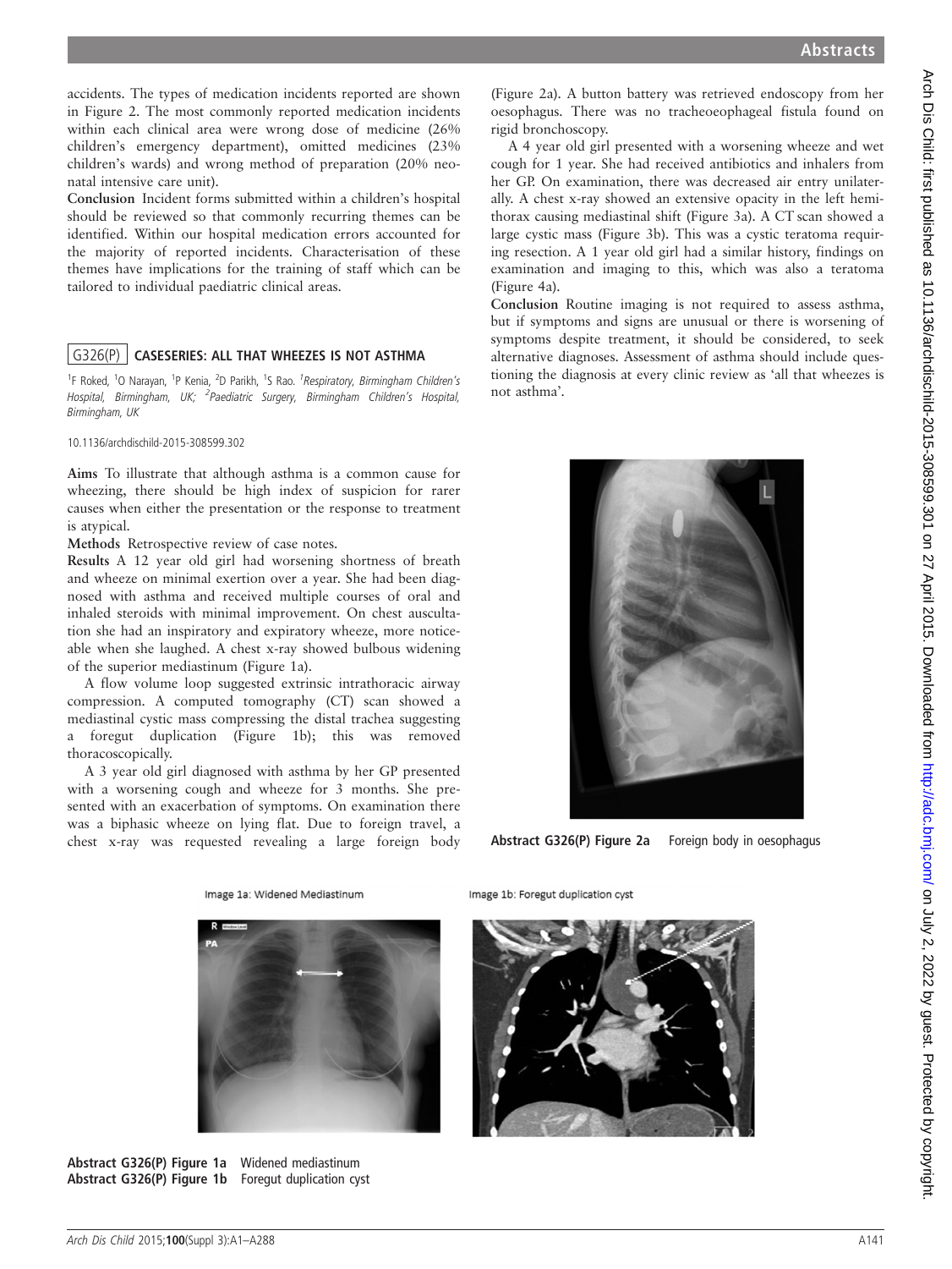accidents. The types of medication incidents reported are shown in Figure 2. The most commonly reported medication incidents within each clinical area were wrong dose of medicine (26% children's emergency department), omitted medicines (23% children's wards) and wrong method of preparation (20% neonatal intensive care unit).

**Conclusion** Incident forms submitted within a children's hospital should be reviewed so that commonly recurring themes can be identified. Within our hospital medication errors accounted for the majority of reported incidents. Characterisation of these themes have implications for the training of staff which can be tailored to individual paediatric clinical areas.

## G326(P) CASESERIES: ALL THAT WHEEZES IS NOT ASTHMA

[1]F Roked, [1]O Narayan, [1]P Kenia, [2]D Parikh, [1]S Rao. [1]*Respiratory, Birmingham Children's Hospital, Birmingham, UK;* [2]*Paediatric Surgery, Birmingham Children's Hospital, Birmingham, UK*

10.1136/archdischild-2015-308599.302

**Aims** To illustrate that although asthma is a common cause for wheezing, there should be high index of suspicion for rarer causes when either the presentation or the response to treatment is atypical.

**Methods** Retrospective review of case notes.

**Results** A 12 year old girl had worsening shortness of breath and wheeze on minimal exertion over a year. She had been diagnosed with asthma and received multiple courses of oral and inhaled steroids with minimal improvement. On chest auscultation she had an inspiratory and expiratory wheeze, more noticeable when she laughed. A chest x-ray showed bulbous widening of the superior mediastinum (Figure 1a).

A flow volume loop suggested extrinsic intrathoracic airway compression. A computed tomography (CT) scan showed a mediastinal cystic mass compressing the distal trachea suggesting a foregut duplication (Figure 1b); this was removed thoracoscopically.

A 3 year old girl diagnosed with asthma by her GP presented with a worsening cough and wheeze for 3 months. She presented with an exacerbation of symptoms. On examination there was a biphasic wheeze on lying flat. Due to foreign travel, a chest x-ray was requested revealing a large foreign body (Figure 2a). A button battery was retrieved endoscopy from her oesophagus. There was no tracheoeophageal fistula found on rigid bronchoscopy.

A 4 year old girl presented with a worsening wheeze and wet cough for 1 year. She had received antibiotics and inhalers from her GP. On examination, there was decreased air entry unilaterally. A chest x-ray showed an extensive opacity in the left hemithorax causing mediastinal shift (Figure 3a). A CT scan showed a large cystic mass (Figure 3b). This was a cystic teratoma requiring resection. A 1 year old girl had a similar history, findings on examination and imaging to this, which was also a teratoma (Figure 4a).

**Conclusion** Routine imaging is not required to assess asthma, but if symptoms and signs are unusual or there is worsening of symptoms despite treatment, it should be considered, to seek alternative diagnoses. Assessment of asthma should include questioning the diagnosis at every clinic review as 'all that wheezes is not asthma'.

**Abstract G326(P) Figure 2a** Foreign body in oesophagus

Image 1a: Widened Mediastinum

Image 1b: Foregut duplication cyst

**Abstract G326(P) Figure 1a** Widened mediastinum
**Abstract G326(P) Figure 1b** Foregut duplication cyst